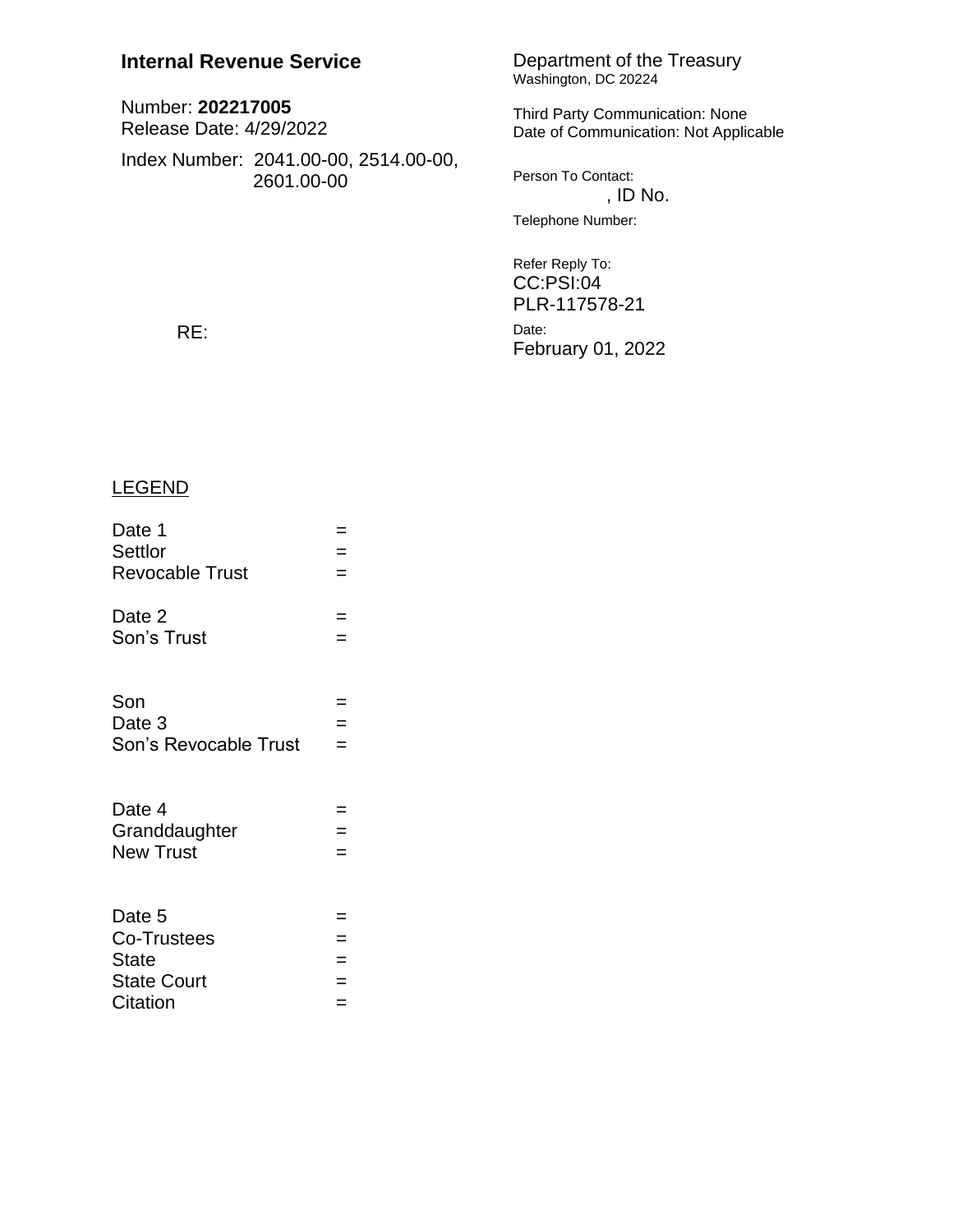**Internal Revenue Service**

Number: **202217005**
Release Date: 4/29/2022

Index Number: 2041.00-00, 2514.00-00, 2601.00-00

Department of the Treasury
Washington, DC 20224

Third Party Communication: None
Date of Communication: Not Applicable

Person To Contact:
, ID No.

Telephone Number:

Refer Reply To:
CC:PSI:04
PLR-117578-21

Date:
February 01, 2022

RE:

LEGEND

Date 1 =
Settlor =
Revocable Trust =

Date 2 =
Son's Trust =

Son =
Date 3 =
Son's Revocable Trust =

Date 4 =
Granddaughter =
New Trust =

Date 5 =
Co-Trustees =
State =
State Court =
Citation =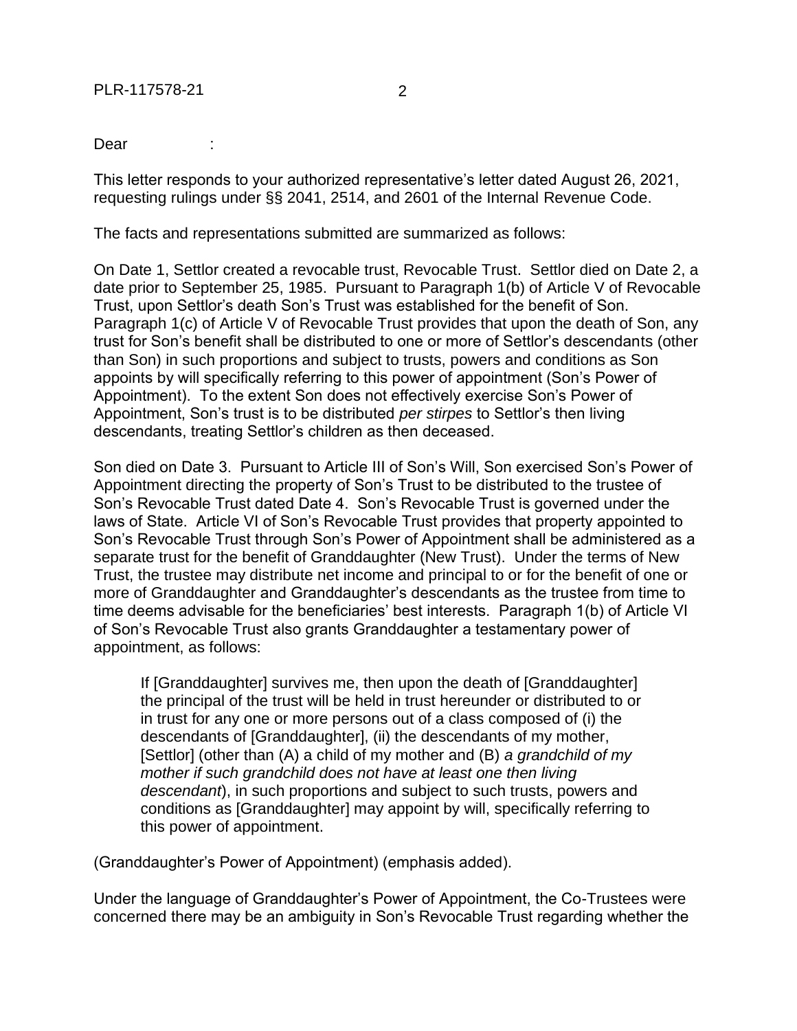Dear :

This letter responds to your authorized representative's letter dated August 26, 2021, requesting rulings under §§ 2041, 2514, and 2601 of the Internal Revenue Code.

The facts and representations submitted are summarized as follows:

On Date 1, Settlor created a revocable trust, Revocable Trust. Settlor died on Date 2, a date prior to September 25, 1985. Pursuant to Paragraph 1(b) of Article V of Revocable Trust, upon Settlor's death Son's Trust was established for the benefit of Son. Paragraph 1(c) of Article V of Revocable Trust provides that upon the death of Son, any trust for Son's benefit shall be distributed to one or more of Settlor's descendants (other than Son) in such proportions and subject to trusts, powers and conditions as Son appoints by will specifically referring to this power of appointment (Son's Power of Appointment). To the extent Son does not effectively exercise Son's Power of Appointment, Son's trust is to be distributed *per stirpes* to Settlor's then living descendants, treating Settlor's children as then deceased.

Son died on Date 3. Pursuant to Article III of Son's Will, Son exercised Son's Power of Appointment directing the property of Son's Trust to be distributed to the trustee of Son's Revocable Trust dated Date 4. Son's Revocable Trust is governed under the laws of State. Article VI of Son's Revocable Trust provides that property appointed to Son's Revocable Trust through Son's Power of Appointment shall be administered as a separate trust for the benefit of Granddaughter (New Trust). Under the terms of New Trust, the trustee may distribute net income and principal to or for the benefit of one or more of Granddaughter and Granddaughter's descendants as the trustee from time to time deems advisable for the beneficiaries' best interests. Paragraph 1(b) of Article VI of Son's Revocable Trust also grants Granddaughter a testamentary power of appointment, as follows:

> If [Granddaughter] survives me, then upon the death of [Granddaughter] the principal of the trust will be held in trust hereunder or distributed to or in trust for any one or more persons out of a class composed of (i) the descendants of [Granddaughter], (ii) the descendants of my mother, [Settlor] (other than (A) a child of my mother and (B) *a grandchild of my mother if such grandchild does not have at least one then living descendant*), in such proportions and subject to such trusts, powers and conditions as [Granddaughter] may appoint by will, specifically referring to this power of appointment.

(Granddaughter's Power of Appointment) (emphasis added).

Under the language of Granddaughter's Power of Appointment, the Co-Trustees were concerned there may be an ambiguity in Son's Revocable Trust regarding whether the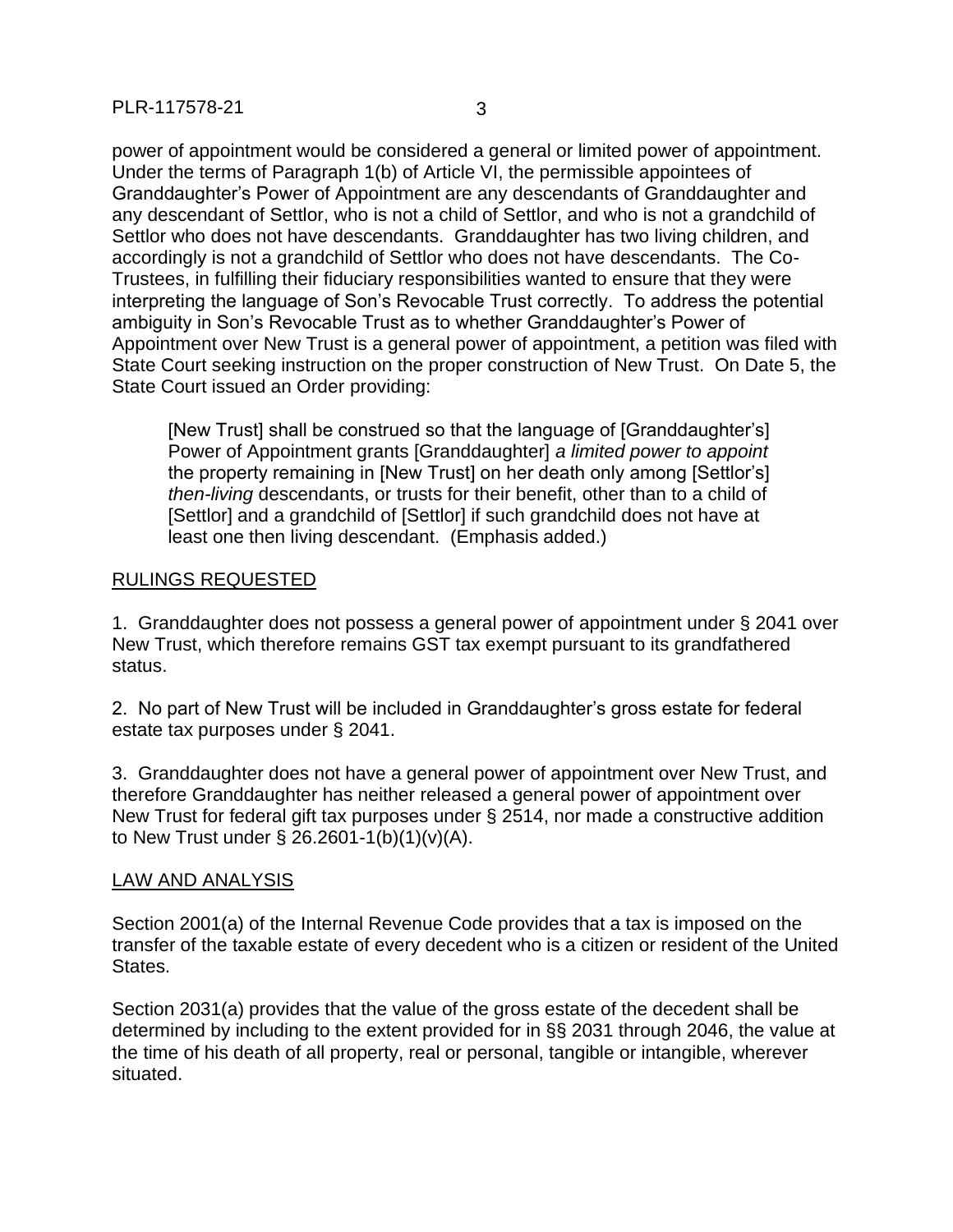power of appointment would be considered a general or limited power of appointment. Under the terms of Paragraph 1(b) of Article VI, the permissible appointees of Granddaughter's Power of Appointment are any descendants of Granddaughter and any descendant of Settlor, who is not a child of Settlor, and who is not a grandchild of Settlor who does not have descendants. Granddaughter has two living children, and accordingly is not a grandchild of Settlor who does not have descendants. The Co-Trustees, in fulfilling their fiduciary responsibilities wanted to ensure that they were interpreting the language of Son's Revocable Trust correctly. To address the potential ambiguity in Son's Revocable Trust as to whether Granddaughter's Power of Appointment over New Trust is a general power of appointment, a petition was filed with State Court seeking instruction on the proper construction of New Trust. On Date 5, the State Court issued an Order providing:

> [New Trust] shall be construed so that the language of [Granddaughter's] Power of Appointment grants [Granddaughter] *a limited power to appoint* the property remaining in [New Trust] on her death only among [Settlor's] *then-living* descendants, or trusts for their benefit, other than to a child of [Settlor] and a grandchild of [Settlor] if such grandchild does not have at least one then living descendant. (Emphasis added.)

## RULINGS REQUESTED

1. Granddaughter does not possess a general power of appointment under § 2041 over New Trust, which therefore remains GST tax exempt pursuant to its grandfathered status.

2. No part of New Trust will be included in Granddaughter's gross estate for federal estate tax purposes under § 2041.

3. Granddaughter does not have a general power of appointment over New Trust, and therefore Granddaughter has neither released a general power of appointment over New Trust for federal gift tax purposes under § 2514, nor made a constructive addition to New Trust under § 26.2601-1(b)(1)(v)(A).

## LAW AND ANALYSIS

Section 2001(a) of the Internal Revenue Code provides that a tax is imposed on the transfer of the taxable estate of every decedent who is a citizen or resident of the United States.

Section 2031(a) provides that the value of the gross estate of the decedent shall be determined by including to the extent provided for in §§ 2031 through 2046, the value at the time of his death of all property, real or personal, tangible or intangible, wherever situated.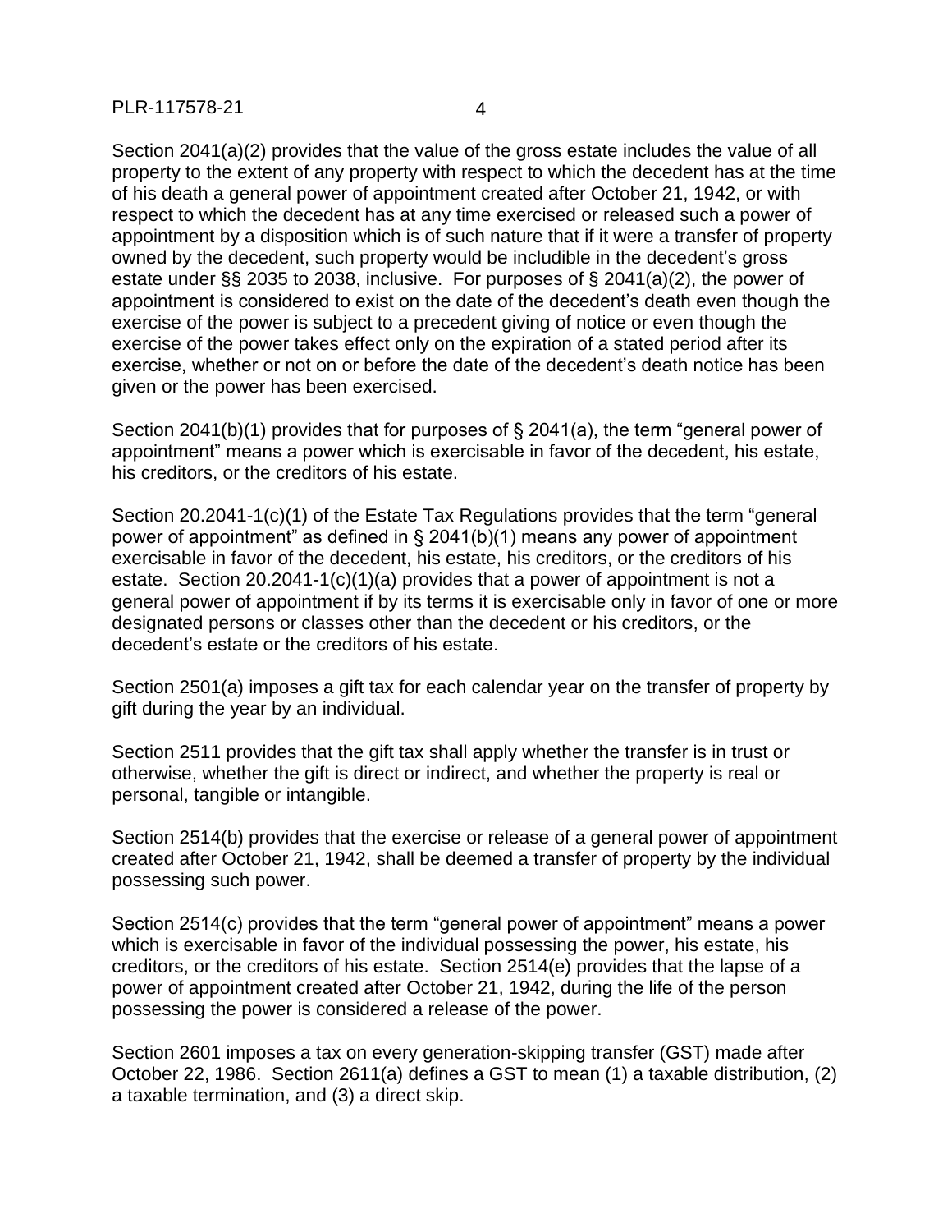Section 2041(a)(2) provides that the value of the gross estate includes the value of all property to the extent of any property with respect to which the decedent has at the time of his death a general power of appointment created after October 21, 1942, or with respect to which the decedent has at any time exercised or released such a power of appointment by a disposition which is of such nature that if it were a transfer of property owned by the decedent, such property would be includible in the decedent's gross estate under §§ 2035 to 2038, inclusive. For purposes of § 2041(a)(2), the power of appointment is considered to exist on the date of the decedent's death even though the exercise of the power is subject to a precedent giving of notice or even though the exercise of the power takes effect only on the expiration of a stated period after its exercise, whether or not on or before the date of the decedent's death notice has been given or the power has been exercised.

Section 2041(b)(1) provides that for purposes of § 2041(a), the term "general power of appointment" means a power which is exercisable in favor of the decedent, his estate, his creditors, or the creditors of his estate.

Section 20.2041-1(c)(1) of the Estate Tax Regulations provides that the term "general power of appointment" as defined in § 2041(b)(1) means any power of appointment exercisable in favor of the decedent, his estate, his creditors, or the creditors of his estate. Section 20.2041-1(c)(1)(a) provides that a power of appointment is not a general power of appointment if by its terms it is exercisable only in favor of one or more designated persons or classes other than the decedent or his creditors, or the decedent's estate or the creditors of his estate.

Section 2501(a) imposes a gift tax for each calendar year on the transfer of property by gift during the year by an individual.

Section 2511 provides that the gift tax shall apply whether the transfer is in trust or otherwise, whether the gift is direct or indirect, and whether the property is real or personal, tangible or intangible.

Section 2514(b) provides that the exercise or release of a general power of appointment created after October 21, 1942, shall be deemed a transfer of property by the individual possessing such power.

Section 2514(c) provides that the term "general power of appointment" means a power which is exercisable in favor of the individual possessing the power, his estate, his creditors, or the creditors of his estate. Section 2514(e) provides that the lapse of a power of appointment created after October 21, 1942, during the life of the person possessing the power is considered a release of the power.

Section 2601 imposes a tax on every generation-skipping transfer (GST) made after October 22, 1986. Section 2611(a) defines a GST to mean (1) a taxable distribution, (2) a taxable termination, and (3) a direct skip.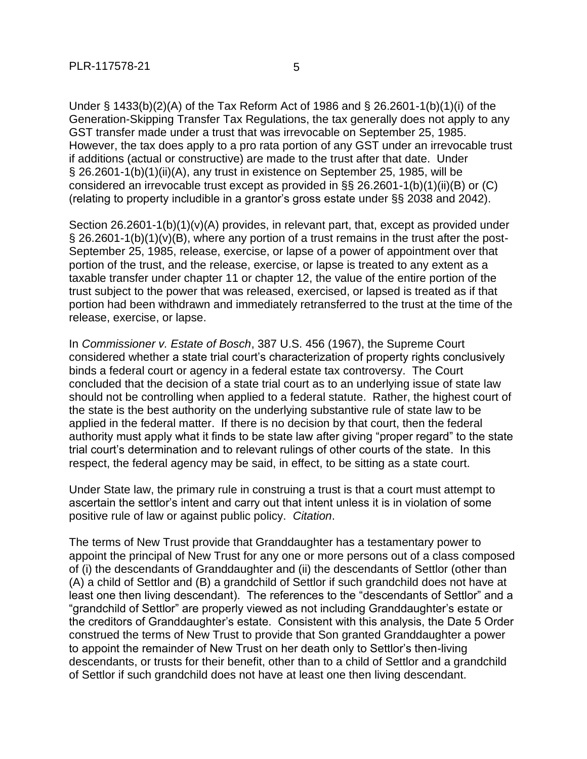Under § 1433(b)(2)(A) of the Tax Reform Act of 1986 and § 26.2601-1(b)(1)(i) of the Generation-Skipping Transfer Tax Regulations, the tax generally does not apply to any GST transfer made under a trust that was irrevocable on September 25, 1985. However, the tax does apply to a pro rata portion of any GST under an irrevocable trust if additions (actual or constructive) are made to the trust after that date. Under § 26.2601-1(b)(1)(ii)(A), any trust in existence on September 25, 1985, will be considered an irrevocable trust except as provided in §§ 26.2601-1(b)(1)(ii)(B) or (C) (relating to property includible in a grantor's gross estate under §§ 2038 and 2042).

Section 26.2601-1(b)(1)(v)(A) provides, in relevant part, that, except as provided under § 26.2601-1(b)(1)(v)(B), where any portion of a trust remains in the trust after the post-September 25, 1985, release, exercise, or lapse of a power of appointment over that portion of the trust, and the release, exercise, or lapse is treated to any extent as a taxable transfer under chapter 11 or chapter 12, the value of the entire portion of the trust subject to the power that was released, exercised, or lapsed is treated as if that portion had been withdrawn and immediately retransferred to the trust at the time of the release, exercise, or lapse.

In *Commissioner v. Estate of Bosch*, 387 U.S. 456 (1967), the Supreme Court considered whether a state trial court's characterization of property rights conclusively binds a federal court or agency in a federal estate tax controversy. The Court concluded that the decision of a state trial court as to an underlying issue of state law should not be controlling when applied to a federal statute. Rather, the highest court of the state is the best authority on the underlying substantive rule of state law to be applied in the federal matter. If there is no decision by that court, then the federal authority must apply what it finds to be state law after giving "proper regard" to the state trial court's determination and to relevant rulings of other courts of the state. In this respect, the federal agency may be said, in effect, to be sitting as a state court.

Under State law, the primary rule in construing a trust is that a court must attempt to ascertain the settlor's intent and carry out that intent unless it is in violation of some positive rule of law or against public policy. *Citation*.

The terms of New Trust provide that Granddaughter has a testamentary power to appoint the principal of New Trust for any one or more persons out of a class composed of (i) the descendants of Granddaughter and (ii) the descendants of Settlor (other than (A) a child of Settlor and (B) a grandchild of Settlor if such grandchild does not have at least one then living descendant). The references to the "descendants of Settlor" and a "grandchild of Settlor" are properly viewed as not including Granddaughter's estate or the creditors of Granddaughter's estate. Consistent with this analysis, the Date 5 Order construed the terms of New Trust to provide that Son granted Granddaughter a power to appoint the remainder of New Trust on her death only to Settlor's then-living descendants, or trusts for their benefit, other than to a child of Settlor and a grandchild of Settlor if such grandchild does not have at least one then living descendant.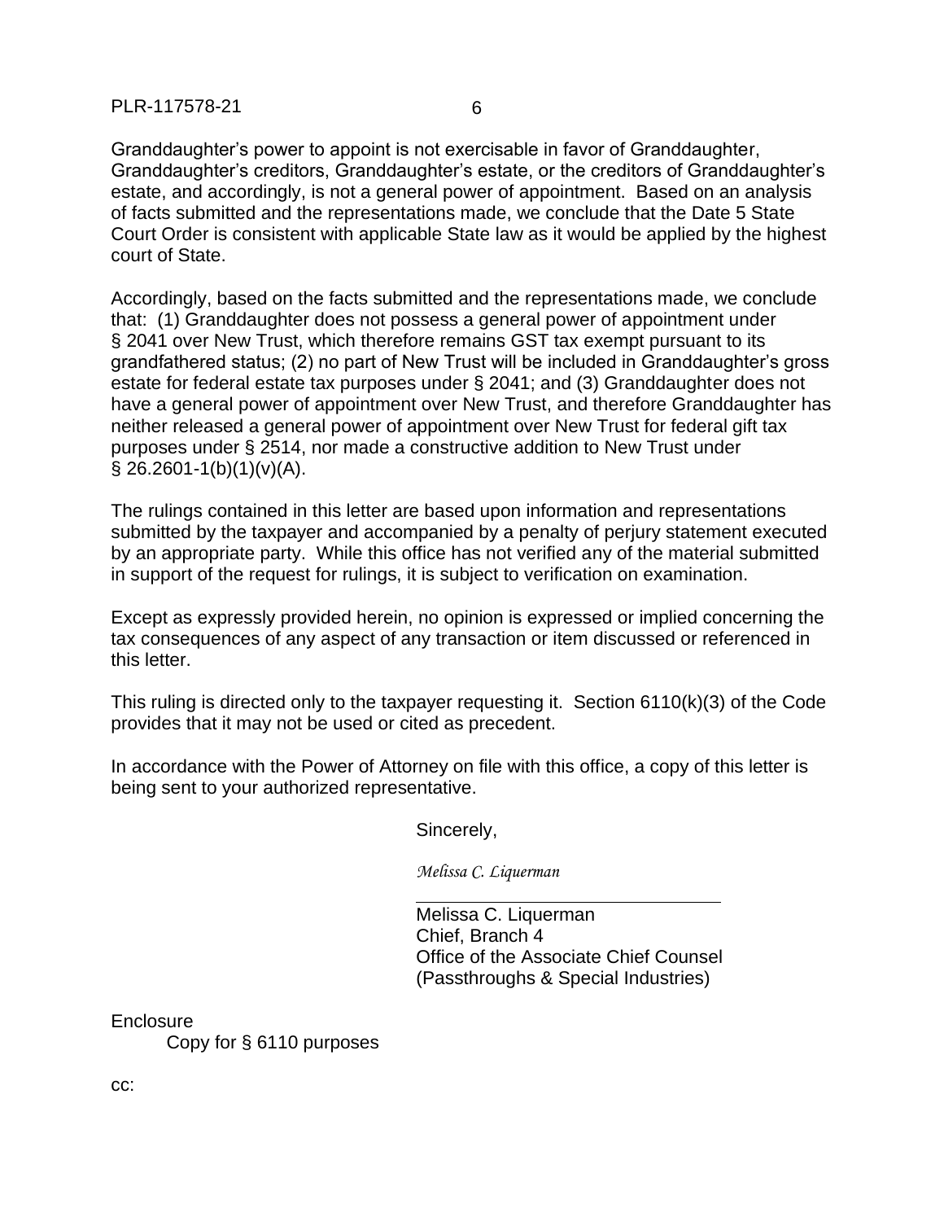Granddaughter's power to appoint is not exercisable in favor of Granddaughter, Granddaughter's creditors, Granddaughter's estate, or the creditors of Granddaughter's estate, and accordingly, is not a general power of appointment. Based on an analysis of facts submitted and the representations made, we conclude that the Date 5 State Court Order is consistent with applicable State law as it would be applied by the highest court of State.

Accordingly, based on the facts submitted and the representations made, we conclude that: (1) Granddaughter does not possess a general power of appointment under § 2041 over New Trust, which therefore remains GST tax exempt pursuant to its grandfathered status; (2) no part of New Trust will be included in Granddaughter's gross estate for federal estate tax purposes under § 2041; and (3) Granddaughter does not have a general power of appointment over New Trust, and therefore Granddaughter has neither released a general power of appointment over New Trust for federal gift tax purposes under § 2514, nor made a constructive addition to New Trust under § 26.2601-1(b)(1)(v)(A).

The rulings contained in this letter are based upon information and representations submitted by the taxpayer and accompanied by a penalty of perjury statement executed by an appropriate party. While this office has not verified any of the material submitted in support of the request for rulings, it is subject to verification on examination.

Except as expressly provided herein, no opinion is expressed or implied concerning the tax consequences of any aspect of any transaction or item discussed or referenced in this letter.

This ruling is directed only to the taxpayer requesting it. Section 6110(k)(3) of the Code provides that it may not be used or cited as precedent.

In accordance with the Power of Attorney on file with this office, a copy of this letter is being sent to your authorized representative.

Sincerely,

*Melissa C. Liquerman*

Melissa C. Liquerman
Chief, Branch 4
Office of the Associate Chief Counsel
(Passthroughs & Special Industries)

Enclosure
Copy for § 6110 purposes

cc: